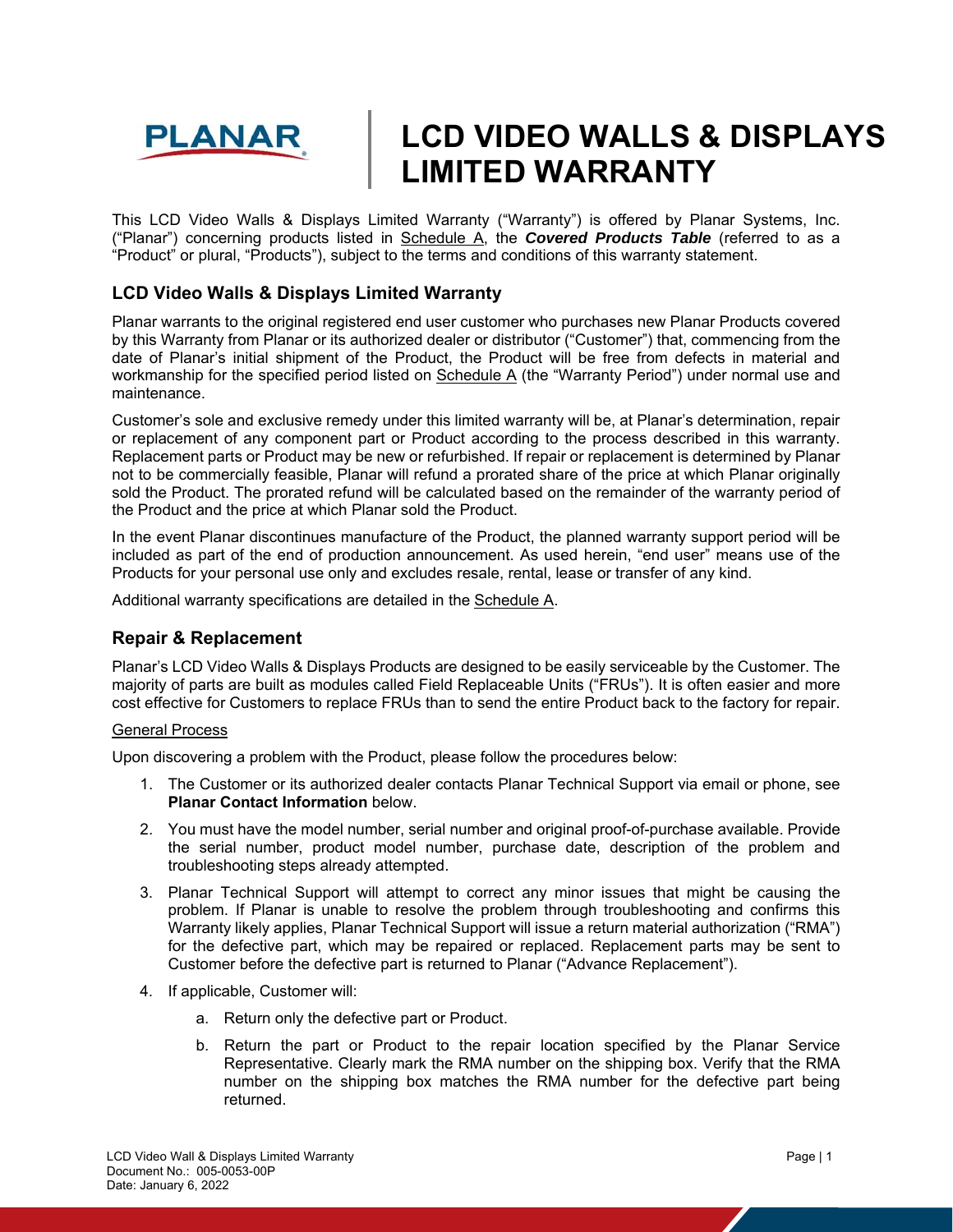# LCD VIDEO WALLS & DISPLAYS LIMITED WARRANTY

This LCD Video Walls & Displays Limited Warranty ("Warranty") is offered by Planar Systems, Inc. ("Planar") concerning products listed in Schedule A, the ***Covered Products Table*** (referred to as a "Product" or plural, "Products"), subject to the terms and conditions of this warranty statement.

## LCD Video Walls & Displays Limited Warranty

Planar warrants to the original registered end user customer who purchases new Planar Products covered by this Warranty from Planar or its authorized dealer or distributor ("Customer") that, commencing from the date of Planar's initial shipment of the Product, the Product will be free from defects in material and workmanship for the specified period listed on Schedule A (the "Warranty Period") under normal use and maintenance.

Customer's sole and exclusive remedy under this limited warranty will be, at Planar's determination, repair or replacement of any component part or Product according to the process described in this warranty. Replacement parts or Product may be new or refurbished. If repair or replacement is determined by Planar not to be commercially feasible, Planar will refund a prorated share of the price at which Planar originally sold the Product. The prorated refund will be calculated based on the remainder of the warranty period of the Product and the price at which Planar sold the Product.

In the event Planar discontinues manufacture of the Product, the planned warranty support period will be included as part of the end of production announcement. As used herein, "end user" means use of the Products for your personal use only and excludes resale, rental, lease or transfer of any kind.

Additional warranty specifications are detailed in the Schedule A.

## Repair & Replacement

Planar's LCD Video Walls & Displays Products are designed to be easily serviceable by the Customer. The majority of parts are built as modules called Field Replaceable Units ("FRUs"). It is often easier and more cost effective for Customers to replace FRUs than to send the entire Product back to the factory for repair.

General Process

Upon discovering a problem with the Product, please follow the procedures below:

1. The Customer or its authorized dealer contacts Planar Technical Support via email or phone, see **Planar Contact Information** below.
2. You must have the model number, serial number and original proof-of-purchase available. Provide the serial number, product model number, purchase date, description of the problem and troubleshooting steps already attempted.
3. Planar Technical Support will attempt to correct any minor issues that might be causing the problem. If Planar is unable to resolve the problem through troubleshooting and confirms this Warranty likely applies, Planar Technical Support will issue a return material authorization ("RMA") for the defective part, which may be repaired or replaced. Replacement parts may be sent to Customer before the defective part is returned to Planar ("Advance Replacement").
4. If applicable, Customer will:
   a. Return only the defective part or Product.
   b. Return the part or Product to the repair location specified by the Planar Service Representative. Clearly mark the RMA number on the shipping box. Verify that the RMA number on the shipping box matches the RMA number for the defective part being returned.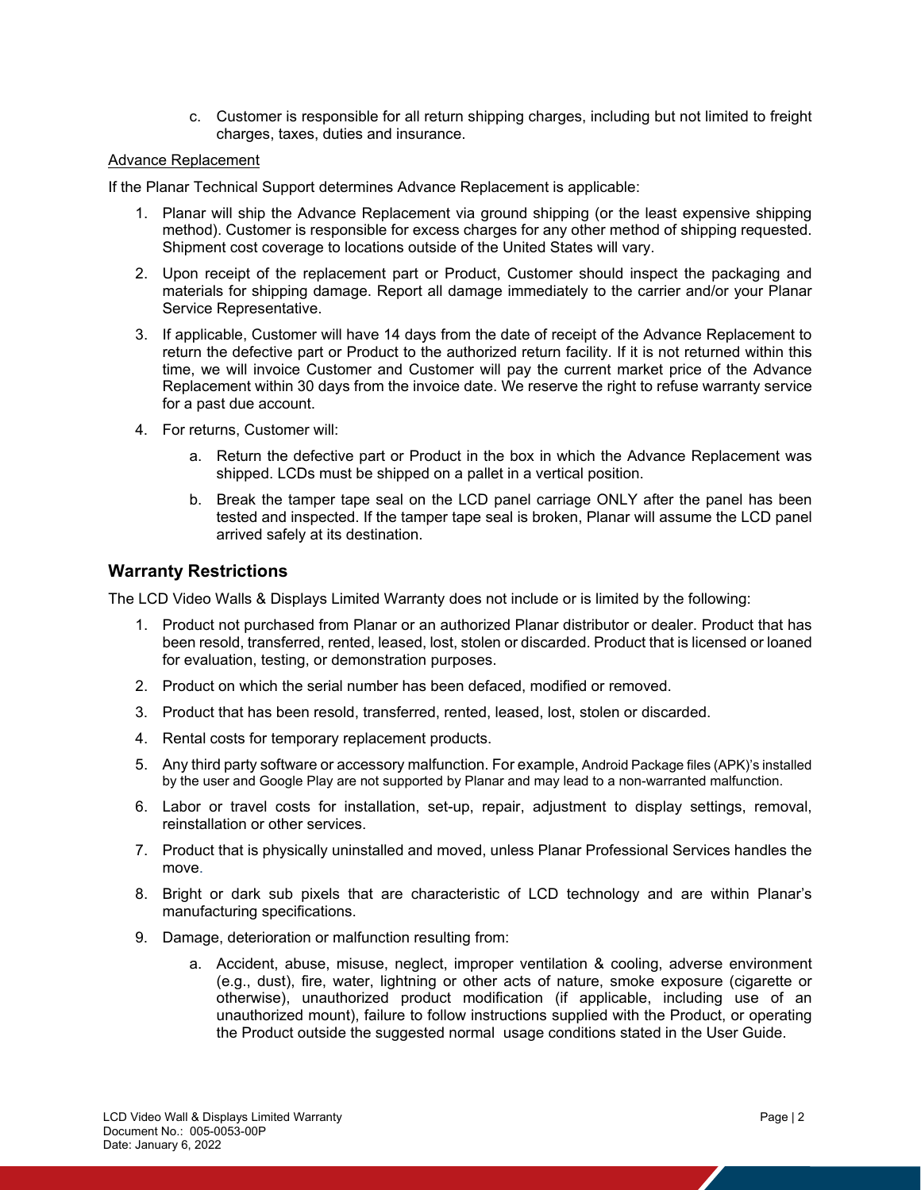c. Customer is responsible for all return shipping charges, including but not limited to freight charges, taxes, duties and insurance.

Advance Replacement

If the Planar Technical Support determines Advance Replacement is applicable:

1. Planar will ship the Advance Replacement via ground shipping (or the least expensive shipping method). Customer is responsible for excess charges for any other method of shipping requested. Shipment cost coverage to locations outside of the United States will vary.
2. Upon receipt of the replacement part or Product, Customer should inspect the packaging and materials for shipping damage. Report all damage immediately to the carrier and/or your Planar Service Representative.
3. If applicable, Customer will have 14 days from the date of receipt of the Advance Replacement to return the defective part or Product to the authorized return facility. If it is not returned within this time, we will invoice Customer and Customer will pay the current market price of the Advance Replacement within 30 days from the invoice date. We reserve the right to refuse warranty service for a past due account.
4. For returns, Customer will:
    a. Return the defective part or Product in the box in which the Advance Replacement was shipped. LCDs must be shipped on a pallet in a vertical position.
    b. Break the tamper tape seal on the LCD panel carriage ONLY after the panel has been tested and inspected. If the tamper tape seal is broken, Planar will assume the LCD panel arrived safely at its destination.

## Warranty Restrictions

The LCD Video Walls & Displays Limited Warranty does not include or is limited by the following:

1. Product not purchased from Planar or an authorized Planar distributor or dealer. Product that has been resold, transferred, rented, leased, lost, stolen or discarded. Product that is licensed or loaned for evaluation, testing, or demonstration purposes.
2. Product on which the serial number has been defaced, modified or removed.
3. Product that has been resold, transferred, rented, leased, lost, stolen or discarded.
4. Rental costs for temporary replacement products.
5. Any third party software or accessory malfunction. For example, Android Package files (APK)'s installed by the user and Google Play are not supported by Planar and may lead to a non-warranted malfunction.
6. Labor or travel costs for installation, set-up, repair, adjustment to display settings, removal, reinstallation or other services.
7. Product that is physically uninstalled and moved, unless Planar Professional Services handles the move.
8. Bright or dark sub pixels that are characteristic of LCD technology and are within Planar's manufacturing specifications.
9. Damage, deterioration or malfunction resulting from:
    a. Accident, abuse, misuse, neglect, improper ventilation & cooling, adverse environment (e.g., dust), fire, water, lightning or other acts of nature, smoke exposure (cigarette or otherwise), unauthorized product modification (if applicable, including use of an unauthorized mount), failure to follow instructions supplied with the Product, or operating the Product outside the suggested normal usage conditions stated in the User Guide.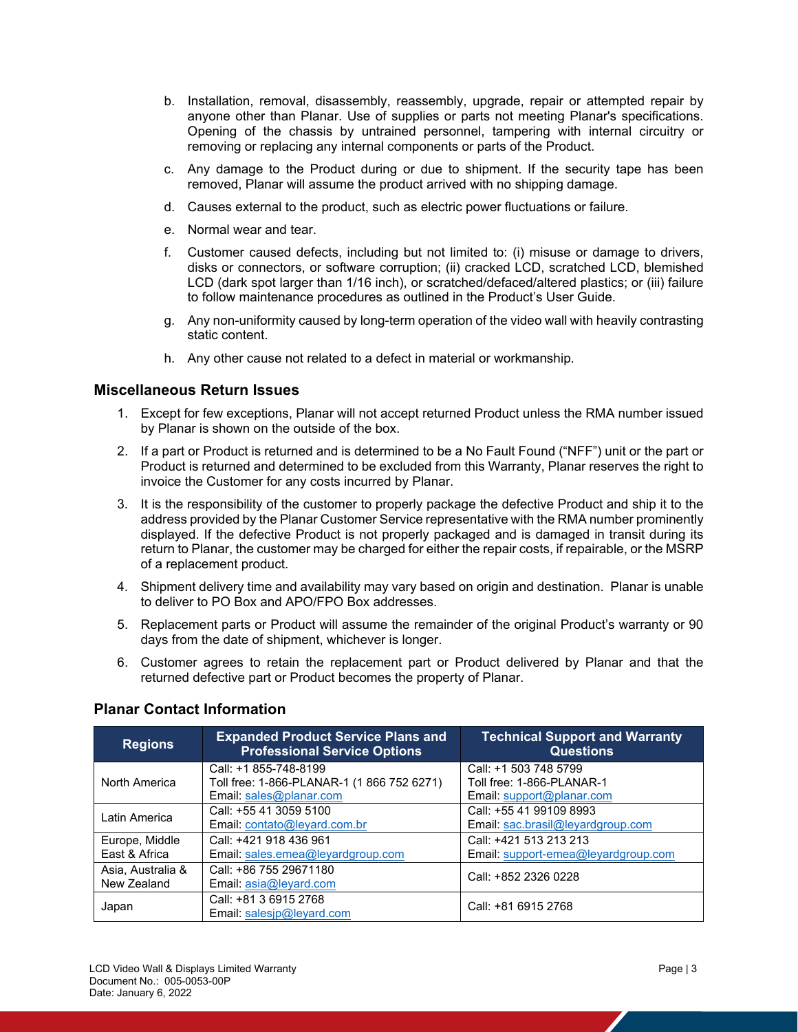b. Installation, removal, disassembly, reassembly, upgrade, repair or attempted repair by anyone other than Planar. Use of supplies or parts not meeting Planar's specifications. Opening of the chassis by untrained personnel, tampering with internal circuitry or removing or replacing any internal components or parts of the Product.

c. Any damage to the Product during or due to shipment. If the security tape has been removed, Planar will assume the product arrived with no shipping damage.

d. Causes external to the product, such as electric power fluctuations or failure.

e. Normal wear and tear.

f. Customer caused defects, including but not limited to: (i) misuse or damage to drivers, disks or connectors, or software corruption; (ii) cracked LCD, scratched LCD, blemished LCD (dark spot larger than 1/16 inch), or scratched/defaced/altered plastics; or (iii) failure to follow maintenance procedures as outlined in the Product's User Guide.

g. Any non-uniformity caused by long-term operation of the video wall with heavily contrasting static content.

h. Any other cause not related to a defect in material or workmanship.

## Miscellaneous Return Issues

1. Except for few exceptions, Planar will not accept returned Product unless the RMA number issued by Planar is shown on the outside of the box.
2. If a part or Product is returned and is determined to be a No Fault Found ("NFF") unit or the part or Product is returned and determined to be excluded from this Warranty, Planar reserves the right to invoice the Customer for any costs incurred by Planar.
3. It is the responsibility of the customer to properly package the defective Product and ship it to the address provided by the Planar Customer Service representative with the RMA number prominently displayed. If the defective Product is not properly packaged and is damaged in transit during its return to Planar, the customer may be charged for either the repair costs, if repairable, or the MSRP of a replacement product.
4. Shipment delivery time and availability may vary based on origin and destination. Planar is unable to deliver to PO Box and APO/FPO Box addresses.
5. Replacement parts or Product will assume the remainder of the original Product's warranty or 90 days from the date of shipment, whichever is longer.
6. Customer agrees to retain the replacement part or Product delivered by Planar and that the returned defective part or Product becomes the property of Planar.

## Planar Contact Information

| Regions | Expanded Product Service Plans and Professional Service Options | Technical Support and Warranty Questions |
|---|---|---|
| North America | Call: +1 855-748-8199<br>Toll free: 1-866-PLANAR-1 (1 866 752 6271)<br>Email: sales@planar.com | Call: +1 503 748 5799<br>Toll free: 1-866-PLANAR-1<br>Email: support@planar.com |
| Latin America | Call: +55 41 3059 5100<br>Email: contato@leyard.com.br | Call: +55 41 99109 8993<br>Email: sac.brasil@leyardgroup.com |
| Europe, Middle East & Africa | Call: +421 918 436 961<br>Email: sales.emea@leyardgroup.com | Call: +421 513 213 213<br>Email: support-emea@leyardgroup.com |
| Asia, Australia & New Zealand | Call: +86 755 29671180<br>Email: asia@leyard.com | Call: +852 2326 0228 |
| Japan | Call: +81 3 6915 2768<br>Email: salesjp@leyard.com | Call: +81 6915 2768 |

LCD Video Wall & Displays Limited Warranty
Document No.: 005-0053-00P
Date: January 6, 2022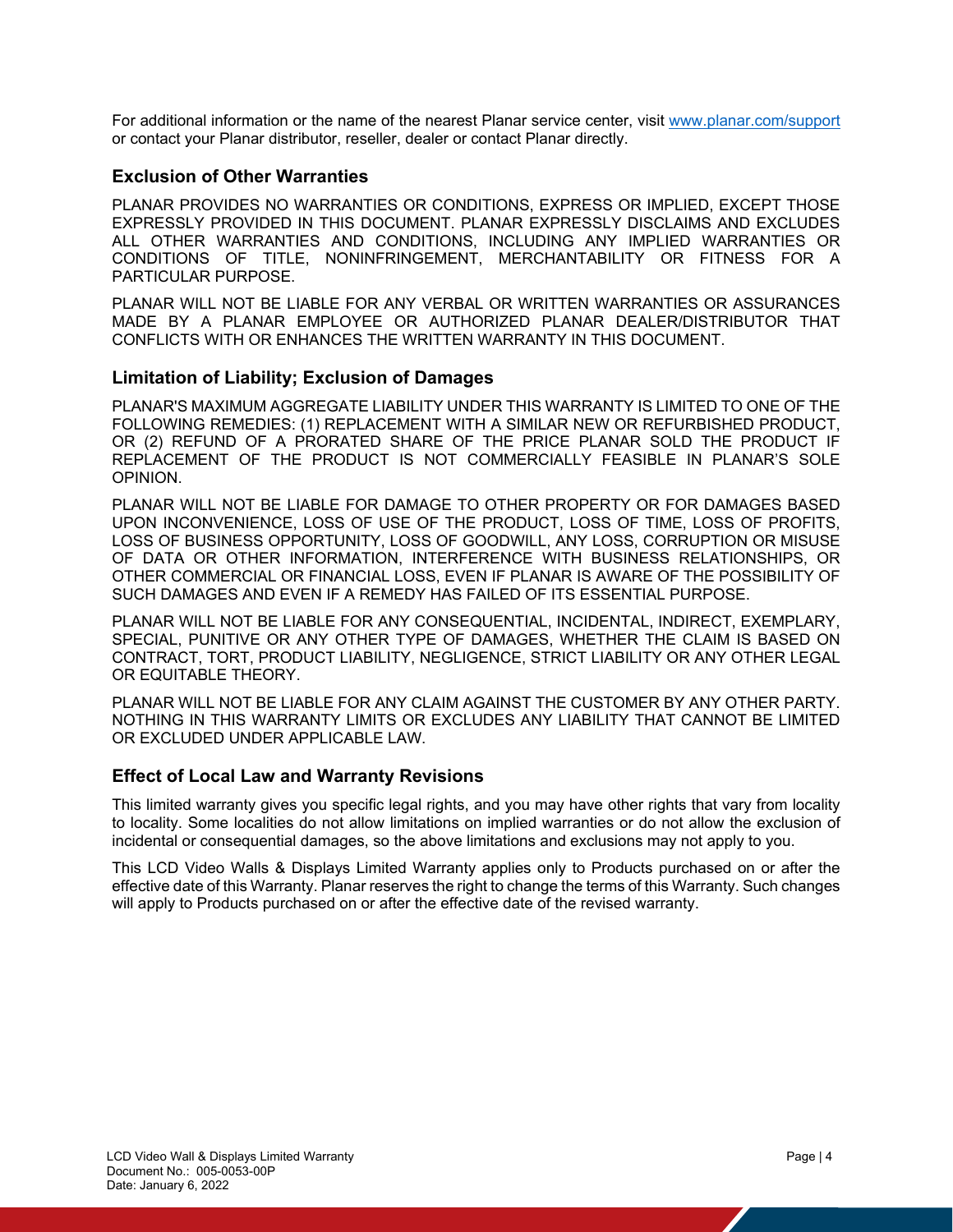For additional information or the name of the nearest Planar service center, visit [www.planar.com/support](http://www.planar.com/support) or contact your Planar distributor, reseller, dealer or contact Planar directly.

### Exclusion of Other Warranties

PLANAR PROVIDES NO WARRANTIES OR CONDITIONS, EXPRESS OR IMPLIED, EXCEPT THOSE EXPRESSLY PROVIDED IN THIS DOCUMENT. PLANAR EXPRESSLY DISCLAIMS AND EXCLUDES ALL OTHER WARRANTIES AND CONDITIONS, INCLUDING ANY IMPLIED WARRANTIES OR CONDITIONS OF TITLE, NONINFRINGEMENT, MERCHANTABILITY OR FITNESS FOR A PARTICULAR PURPOSE.

PLANAR WILL NOT BE LIABLE FOR ANY VERBAL OR WRITTEN WARRANTIES OR ASSURANCES MADE BY A PLANAR EMPLOYEE OR AUTHORIZED PLANAR DEALER/DISTRIBUTOR THAT CONFLICTS WITH OR ENHANCES THE WRITTEN WARRANTY IN THIS DOCUMENT.

### Limitation of Liability; Exclusion of Damages

PLANAR'S MAXIMUM AGGREGATE LIABILITY UNDER THIS WARRANTY IS LIMITED TO ONE OF THE FOLLOWING REMEDIES: (1) REPLACEMENT WITH A SIMILAR NEW OR REFURBISHED PRODUCT, OR (2) REFUND OF A PRORATED SHARE OF THE PRICE PLANAR SOLD THE PRODUCT IF REPLACEMENT OF THE PRODUCT IS NOT COMMERCIALLY FEASIBLE IN PLANAR'S SOLE OPINION.

PLANAR WILL NOT BE LIABLE FOR DAMAGE TO OTHER PROPERTY OR FOR DAMAGES BASED UPON INCONVENIENCE, LOSS OF USE OF THE PRODUCT, LOSS OF TIME, LOSS OF PROFITS, LOSS OF BUSINESS OPPORTUNITY, LOSS OF GOODWILL, ANY LOSS, CORRUPTION OR MISUSE OF DATA OR OTHER INFORMATION, INTERFERENCE WITH BUSINESS RELATIONSHIPS, OR OTHER COMMERCIAL OR FINANCIAL LOSS, EVEN IF PLANAR IS AWARE OF THE POSSIBILITY OF SUCH DAMAGES AND EVEN IF A REMEDY HAS FAILED OF ITS ESSENTIAL PURPOSE.

PLANAR WILL NOT BE LIABLE FOR ANY CONSEQUENTIAL, INCIDENTAL, INDIRECT, EXEMPLARY, SPECIAL, PUNITIVE OR ANY OTHER TYPE OF DAMAGES, WHETHER THE CLAIM IS BASED ON CONTRACT, TORT, PRODUCT LIABILITY, NEGLIGENCE, STRICT LIABILITY OR ANY OTHER LEGAL OR EQUITABLE THEORY.

PLANAR WILL NOT BE LIABLE FOR ANY CLAIM AGAINST THE CUSTOMER BY ANY OTHER PARTY. NOTHING IN THIS WARRANTY LIMITS OR EXCLUDES ANY LIABILITY THAT CANNOT BE LIMITED OR EXCLUDED UNDER APPLICABLE LAW.

### Effect of Local Law and Warranty Revisions

This limited warranty gives you specific legal rights, and you may have other rights that vary from locality to locality. Some localities do not allow limitations on implied warranties or do not allow the exclusion of incidental or consequential damages, so the above limitations and exclusions may not apply to you.

This LCD Video Walls & Displays Limited Warranty applies only to Products purchased on or after the effective date of this Warranty. Planar reserves the right to change the terms of this Warranty. Such changes will apply to Products purchased on or after the effective date of the revised warranty.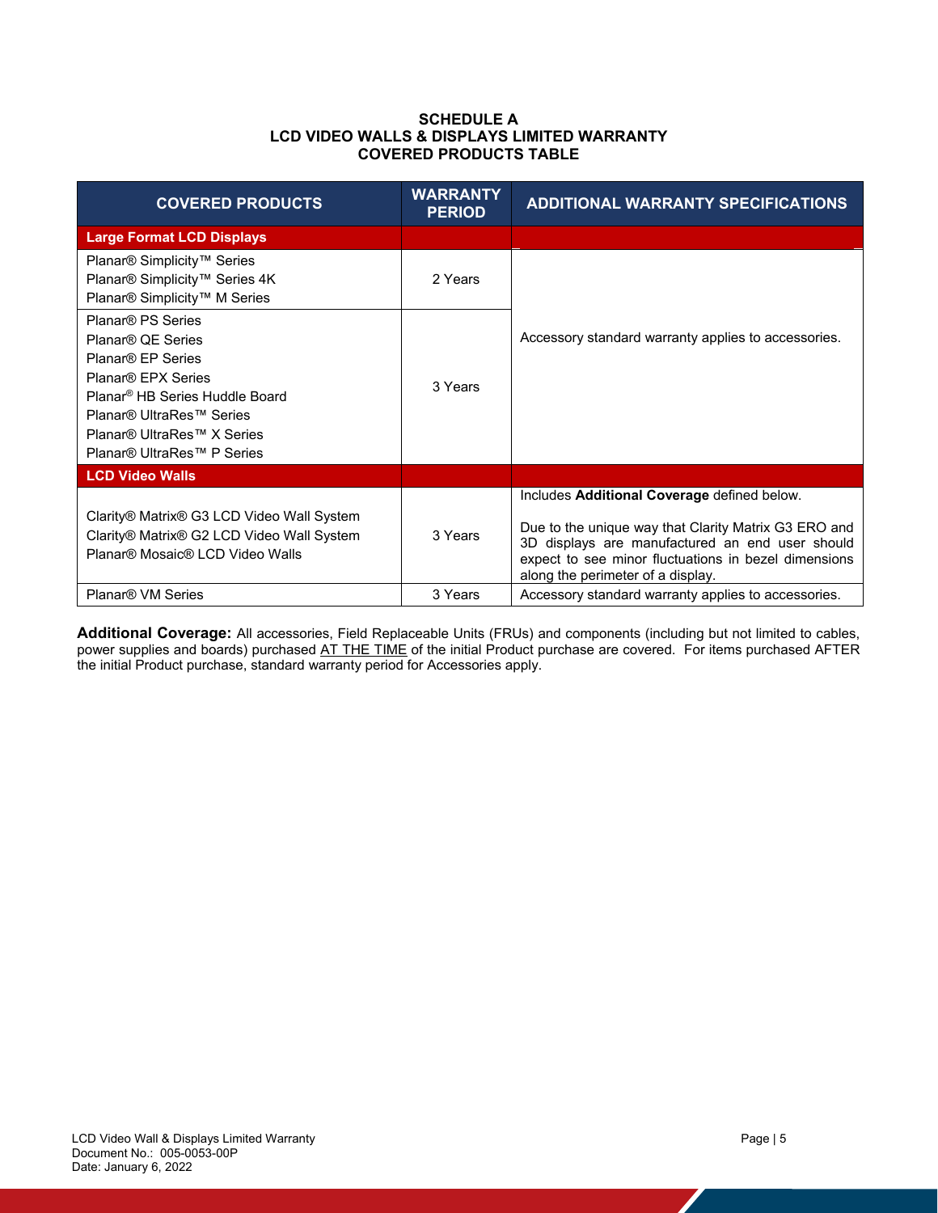# SCHEDULE A
# LCD VIDEO WALLS & DISPLAYS LIMITED WARRANTY
# COVERED PRODUCTS TABLE

| COVERED PRODUCTS | WARRANTY PERIOD | ADDITIONAL WARRANTY SPECIFICATIONS |
|---|---|---|
| **Large Format LCD Displays** | | |
| Planar® Simplicity™ Series<br>Planar® Simplicity™ Series 4K<br>Planar® Simplicity™ M Series | 2 Years | Accessory standard warranty applies to accessories. |
| Planar® PS Series<br>Planar® QE Series<br>Planar® EP Series<br>Planar® EPX Series<br>Planar® HB Series Huddle Board<br>Planar® UltraRes™ Series<br>Planar® UltraRes™ X Series<br>Planar® UltraRes™ P Series | 3 Years | |
| **LCD Video Walls** | | |
| Clarity® Matrix® G3 LCD Video Wall System<br>Clarity® Matrix® G2 LCD Video Wall System<br>Planar® Mosaic® LCD Video Walls | 3 Years | Includes **Additional Coverage** defined below.<br><br>Due to the unique way that Clarity Matrix G3 ERO and 3D displays are manufactured an end user should expect to see minor fluctuations in bezel dimensions along the perimeter of a display. |
| Planar® VM Series | 3 Years | Accessory standard warranty applies to accessories. |

**Additional Coverage:** All accessories, Field Replaceable Units (FRUs) and components (including but not limited to cables, power supplies and boards) purchased AT THE TIME of the initial Product purchase are covered. For items purchased AFTER the initial Product purchase, standard warranty period for Accessories apply.

LCD Video Wall & Displays Limited Warranty
Document No.: 005-0053-00P
Date: January 6, 2022